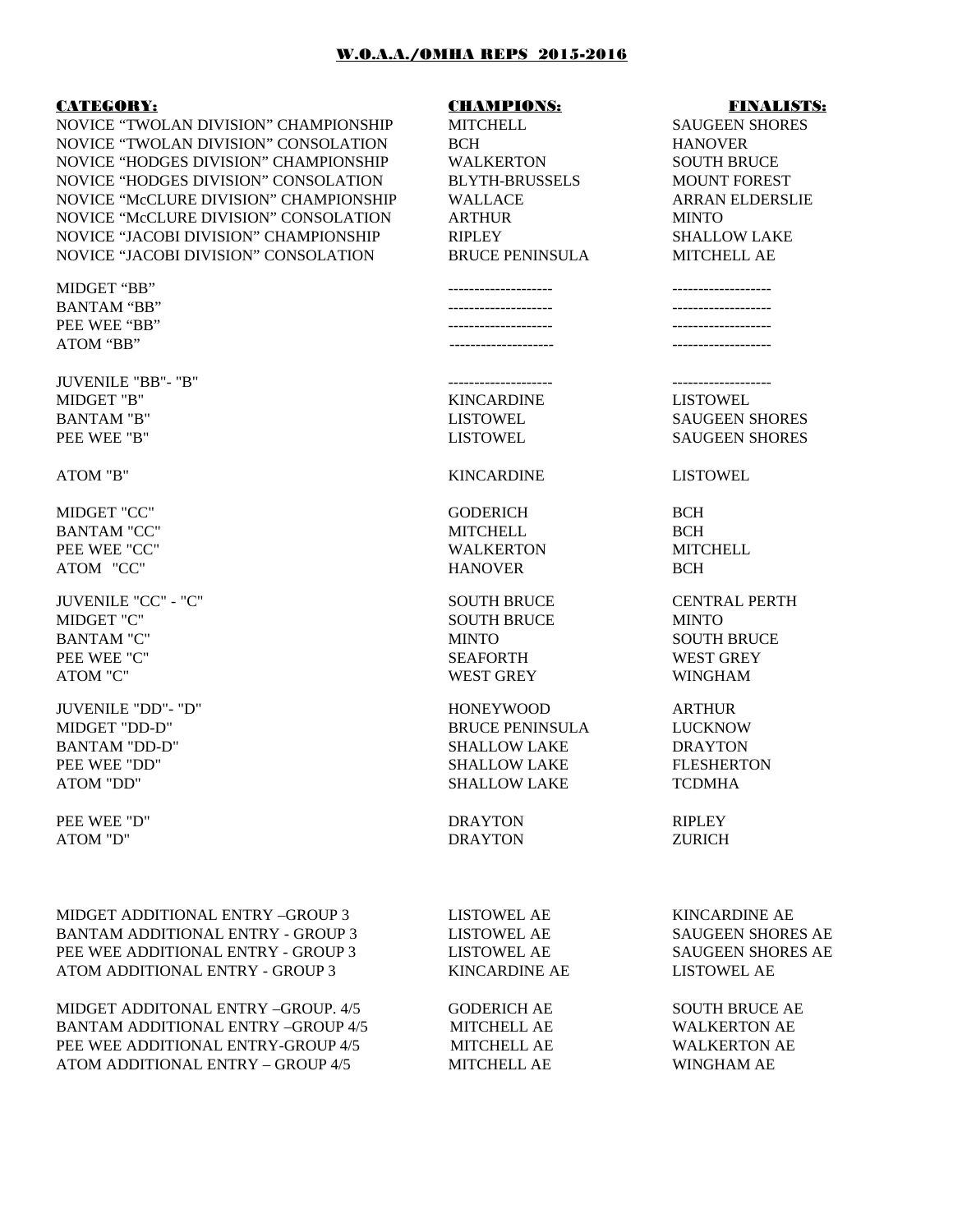## W.O.A.A./OMHA REPS 2015-2016

| CATEGORY: | CHAMPIONS: | FINALISTS: |
| --- | --- | --- |
| NOVICE “TWOLAN DIVISION” CHAMPIONSHIP | MITCHELL | SAUGEEN SHORES |
| NOVICE “TWOLAN DIVISION” CONSOLATION | BCH | HANOVER |
| NOVICE “HODGES DIVISION” CHAMPIONSHIP | WALKERTON | SOUTH BRUCE |
| NOVICE “HODGES DIVISION” CONSOLATION | BLYTH-BRUSSELS | MOUNT FOREST |
| NOVICE “McCLURE DIVISION” CHAMPIONSHIP | WALLACE | ARRAN ELDERSLIE |
| NOVICE “McCLURE DIVISION” CONSOLATION | ARTHUR | MINTO |
| NOVICE “JACOBI DIVISION” CHAMPIONSHIP | RIPLEY | SHALLOW LAKE |
| NOVICE “JACOBI DIVISION” CONSOLATION | BRUCE PENINSULA | MITCHELL AE |
| MIDGET “BB” | -------------------- | ------------------- |
| BANTAM “BB” | -------------------- | ------------------- |
| PEE WEE “BB” | -------------------- | ------------------- |
| ATOM “BB” | -------------------- | ------------------- |
| JUVENILE "BB"- "B" | -------------------- | ------------------- |
| MIDGET "B" | KINCARDINE | LISTOWEL |
| BANTAM "B" | LISTOWEL | SAUGEEN SHORES |
| PEE WEE "B" | LISTOWEL | SAUGEEN SHORES |
| ATOM "B" | KINCARDINE | LISTOWEL |
| MIDGET "CC" | GODERICH | BCH |
| BANTAM "CC" | MITCHELL | BCH |
| PEE WEE "CC" | WALKERTON | MITCHELL |
| ATOM "CC" | HANOVER | BCH |
| JUVENILE "CC" - "C" | SOUTH BRUCE | CENTRAL PERTH |
| MIDGET "C" | SOUTH BRUCE | MINTO |
| BANTAM "C" | MINTO | SOUTH BRUCE |
| PEE WEE "C" | SEAFORTH | WEST GREY |
| ATOM "C" | WEST GREY | WINGHAM |
| JUVENILE "DD"- "D" | HONEYWOOD | ARTHUR |
| MIDGET "DD-D" | BRUCE PENINSULA | LUCKNOW |
| BANTAM "DD-D" | SHALLOW LAKE | DRAYTON |
| PEE WEE "DD" | SHALLOW LAKE | FLESHERTON |
| ATOM "DD" | SHALLOW LAKE | TCDMHA |
| PEE WEE "D" | DRAYTON | RIPLEY |
| ATOM "D" | DRAYTON | ZURICH |
| MIDGET ADDITIONAL ENTRY –GROUP 3 | LISTOWEL AE | KINCARDINE AE |
| BANTAM ADDITIONAL ENTRY - GROUP 3 | LISTOWEL AE | SAUGEEN SHORES AE |
| PEE WEE ADDITIONAL ENTRY - GROUP 3 | LISTOWEL AE | SAUGEEN SHORES AE |
| ATOM ADDITIONAL ENTRY - GROUP 3 | KINCARDINE AE | LISTOWEL AE |
| MIDGET ADDITONAL ENTRY –GROUP. 4/5 | GODERICH AE | SOUTH BRUCE AE |
| BANTAM ADDITIONAL ENTRY –GROUP 4/5 | MITCHELL AE | WALKERTON AE |
| PEE WEE ADDITIONAL ENTRY-GROUP 4/5 | MITCHELL AE | WALKERTON AE |
| ATOM ADDITIONAL ENTRY – GROUP 4/5 | MITCHELL AE | WINGHAM AE |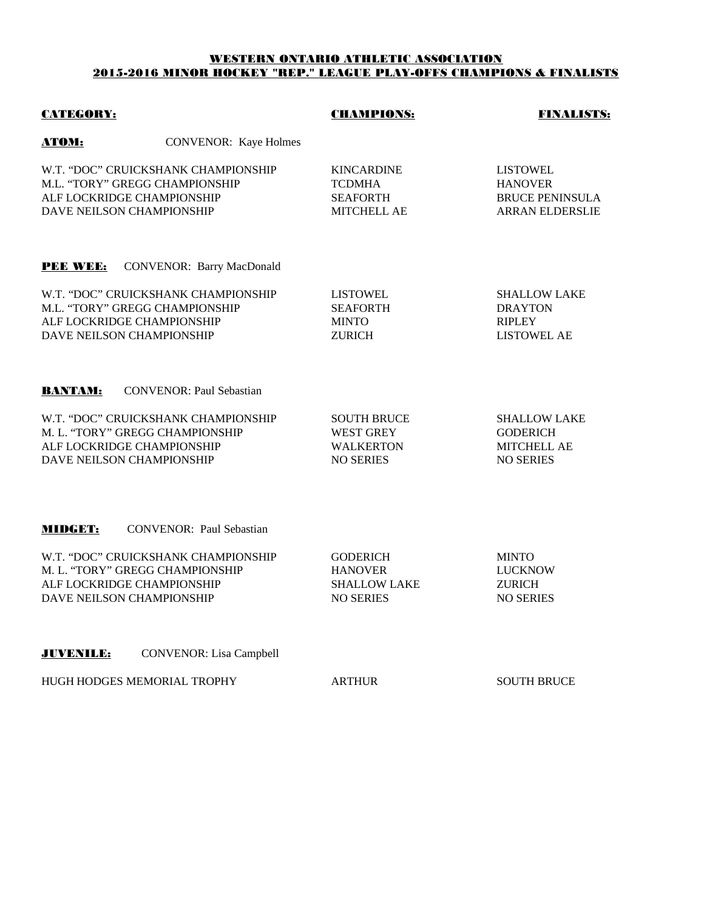# WESTERN ONTARIO ATHLETIC ASSOCIATION
## 2015-2016 MINOR HOCKEY "REP." LEAGUE PLAY-OFFS CHAMPIONS & FINALISTS

| CATEGORY: | CHAMPIONS: | FINALISTS: |
|---|---|---|
| **ATOM:** CONVENOR: Kaye Holmes | | |
| W.T. "DOC" CRUICKSHANK CHAMPIONSHIP | KINCARDINE | LISTOWEL |
| M.L. "TORY" GREGG CHAMPIONSHIP | TCDMHA | HANOVER |
| ALF LOCKRIDGE CHAMPIONSHIP | SEAFORTH | BRUCE PENINSULA |
| DAVE NEILSON CHAMPIONSHIP | MITCHELL AE | ARRAN ELDERSLIE |
| **PEE WEE:** CONVENOR: Barry MacDonald | | |
| W.T. "DOC" CRUICKSHANK CHAMPIONSHIP | LISTOWEL | SHALLOW LAKE |
| M.L. "TORY" GREGG CHAMPIONSHIP | SEAFORTH | DRAYTON |
| ALF LOCKRIDGE CHAMPIONSHIP | MINTO | RIPLEY |
| DAVE NEILSON CHAMPIONSHIP | ZURICH | LISTOWEL AE |
| **BANTAM:** CONVENOR: Paul Sebastian | | |
| W.T. "DOC" CRUICKSHANK CHAMPIONSHIP | SOUTH BRUCE | SHALLOW LAKE |
| M. L. "TORY" GREGG CHAMPIONSHIP | WEST GREY | GODERICH |
| ALF LOCKRIDGE CHAMPIONSHIP | WALKERTON | MITCHELL AE |
| DAVE NEILSON CHAMPIONSHIP | NO SERIES | NO SERIES |
| **MIDGET:** CONVENOR: Paul Sebastian | | |
| W.T. "DOC" CRUICKSHANK CHAMPIONSHIP | GODERICH | MINTO |
| M. L. "TORY" GREGG CHAMPIONSHIP | HANOVER | LUCKNOW |
| ALF LOCKRIDGE CHAMPIONSHIP | SHALLOW LAKE | ZURICH |
| DAVE NEILSON CHAMPIONSHIP | NO SERIES | NO SERIES |
| **JUVENILE:** CONVENOR: Lisa Campbell | | |
| HUGH HODGES MEMORIAL TROPHY | ARTHUR | SOUTH BRUCE |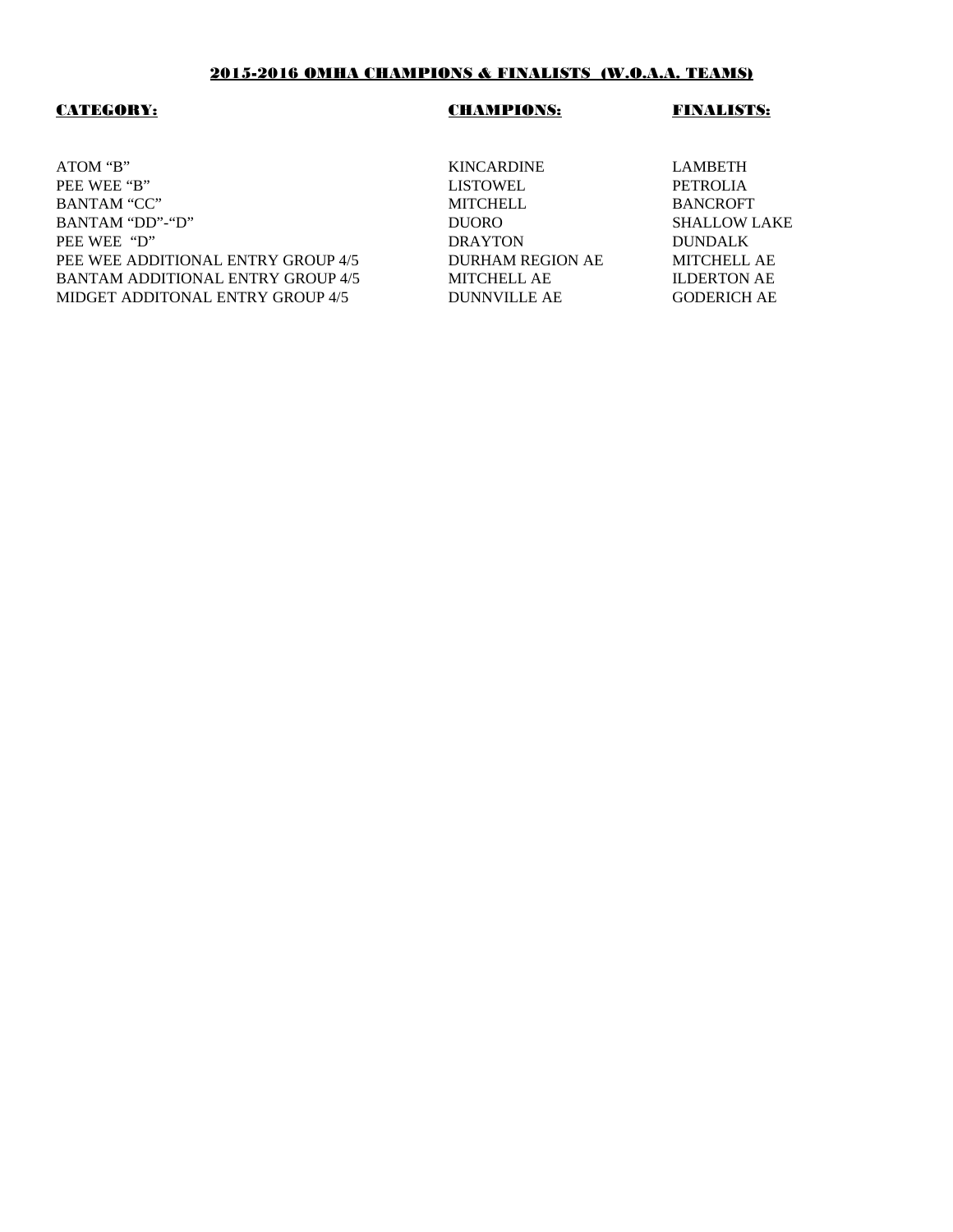## 2015-2016 OMHA CHAMPIONS & FINALISTS (W.O.A.A. TEAMS)

| CATEGORY: | CHAMPIONS: | FINALISTS: |
| --- | --- | --- |
| ATOM "B" | KINCARDINE | LAMBETH |
| PEE WEE "B" | LISTOWEL | PETROLIA |
| BANTAM "CC" | MITCHELL | BANCROFT |
| BANTAM "DD"-"D" | DUORO | SHALLOW LAKE |
| PEE WEE "D" | DRAYTON | DUNDALK |
| PEE WEE ADDITIONAL ENTRY GROUP 4/5 | DURHAM REGION AE | MITCHELL AE |
| BANTAM ADDITIONAL ENTRY GROUP 4/5 | MITCHELL AE | ILDERTON AE |
| MIDGET ADDITONAL ENTRY GROUP 4/5 | DUNNVILLE AE | GODERICH AE |